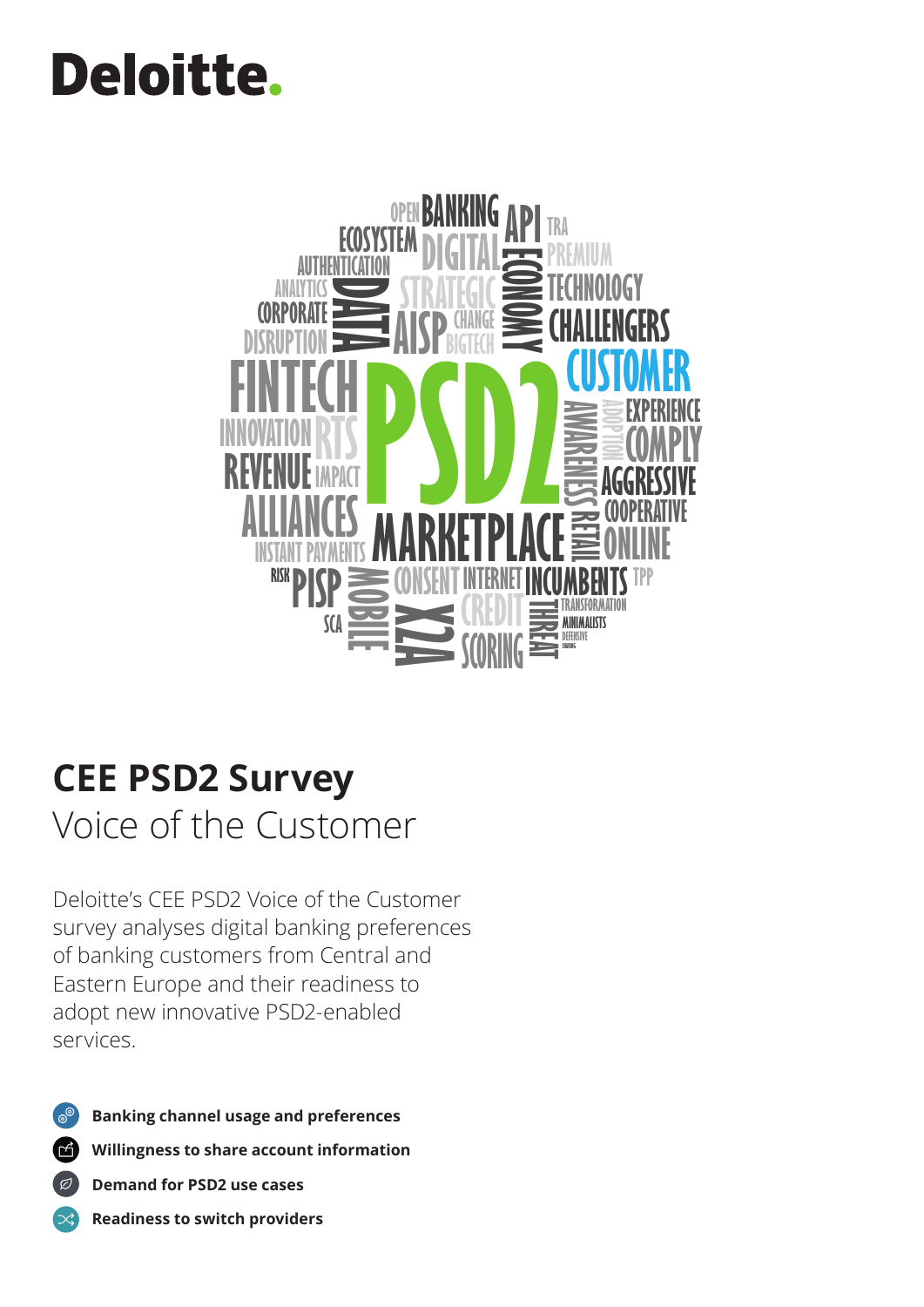Deloitte.

# CEE PSD2 Survey

## Voice of the Customer

Deloitte's CEE PSD2 Voice of the Customer survey analyses digital banking preferences of banking customers from Central and Eastern Europe and their readiness to adopt new innovative PSD2-enabled services.

- **Banking channel usage and preferences**
- **Willingness to share account information**
- **Demand for PSD2 use cases**
- **Readiness to switch providers**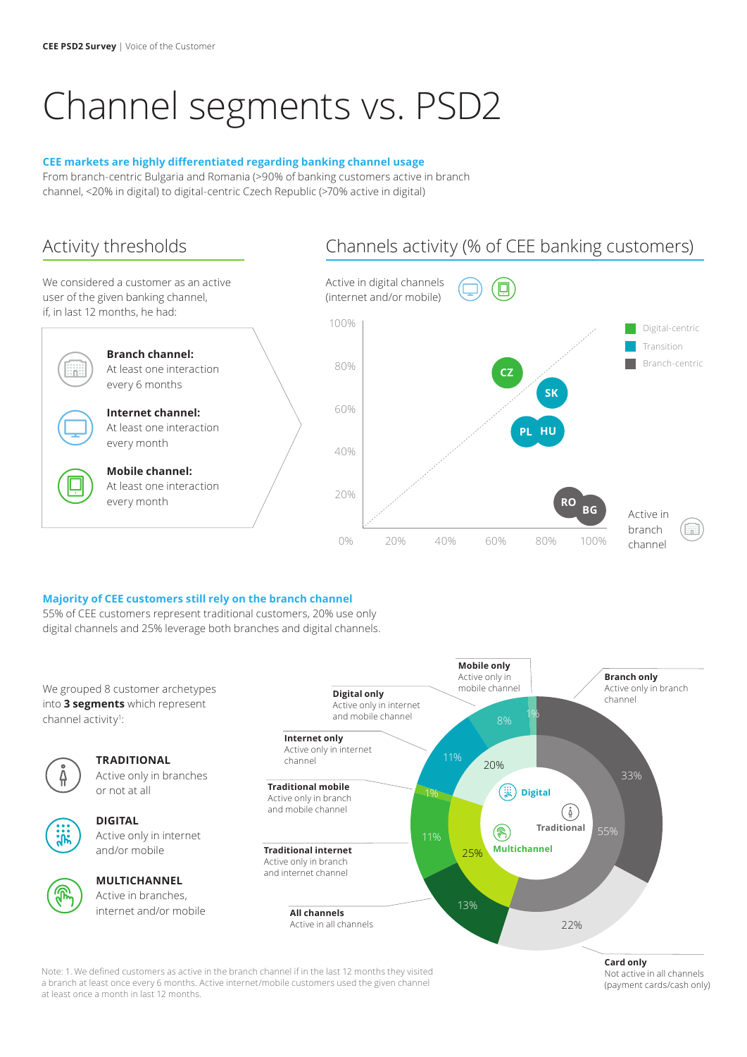# Channel segments vs. PSD2

**CEE markets are highly differentiated regarding banking channel usage**

From branch-centric Bulgaria and Romania (>90% of banking customers active in branch channel, <20% in digital) to digital-centric Czech Republic (>70% active in digital)

## Activity thresholds

We considered a customer as an active user of the given banking channel, if, in last 12 months, he had:

**Branch channel:**
At least one interaction every 6 months

**Internet channel:**
At least one interaction every month

**Mobile channel:**
At least one interaction every month

## Channels activity (% of CEE banking customers)

Active in digital channels (internet and/or mobile)

100%, 80%, 60%, 40%, 20%, 0%

0%, 20%, 40%, 60%, 80%, 100%

Active in branch channel

CZ, SK, PL, HU, RO, BG

Digital-centric
Transition
Branch-centric

**Majority of CEE customers still rely on the branch channel**

55% of CEE customers represent traditional customers, 20% use only digital channels and 25% leverage both branches and digital channels.

We grouped 8 customer archetypes into **3 segments** which represent channel activity[1]:

**TRADITIONAL**
Active only in branches or not at all

**DIGITAL**
Active only in internet and/or mobile

**MULTICHANNEL**
Active in branches, internet and/or mobile

| Segment | Archetype | Share |
|---|---|---|
| Digital (20%) | **Mobile only** – Active only in mobile channel | 8% |
| | **Digital only** – Active only in internet and mobile channel | 1% |
| | **Internet only** – Active only in internet channel | 11% |
| Multichannel (25%) | **Traditional mobile** – Active only in branch and mobile channel | 1% |
| | **Traditional internet** – Active only in branch and internet channel | 11% |
| | **All channels** – Active in all channels | 13% |
| Traditional (55%) | **Branch only** – Active only in branch channel | 33% |
| | **Card only** – Not active in all channels (payment cards/cash only) | 22% |

Note: 1. We defined customers as active in the branch channel if in the last 12 months they visited a branch at least once every 6 months. Active internet/mobile customers used the given channel at least once a month in last 12 months.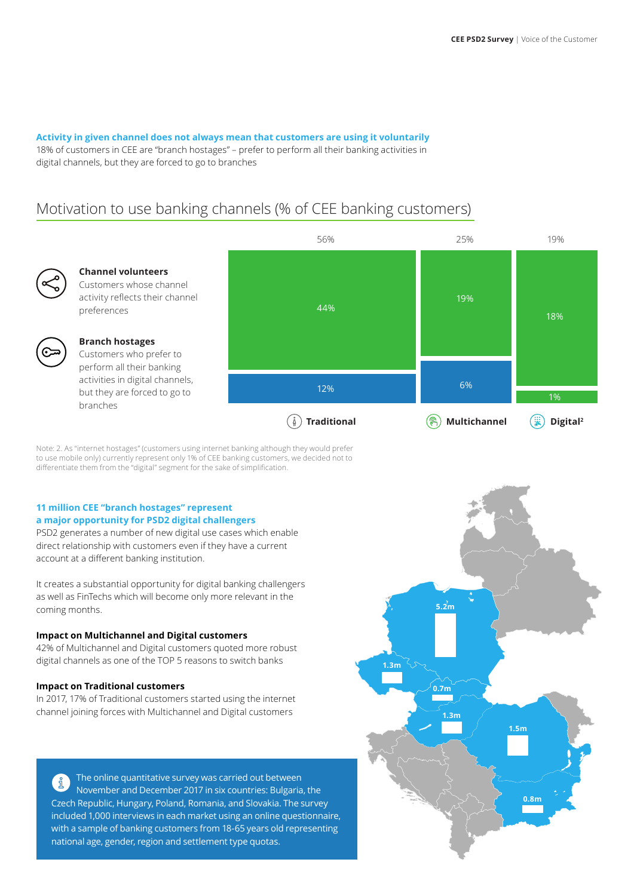**Activity in given channel does not always mean that customers are using it voluntarily**
18% of customers in CEE are "branch hostages" – prefer to perform all their banking activities in digital channels, but they are forced to go to branches

## Motivation to use banking channels (% of CEE banking customers)

**Channel volunteers**
Customers whose channel activity reflects their channel preferences

**Branch hostages**
Customers who prefer to perform all their banking activities in digital channels, but they are forced to go to branches

| | Traditional | Multichannel | Digital[2] |
|---|---|---|---|
| Total | 56% | 25% | 19% |
| Channel volunteers | 44% | 19% | 18% |
| Branch hostages | 12% | 6% | 1% |

Note: 2. As "internet hostages" (customers using internet banking although they would prefer to use mobile only) currently represent only 1% of CEE banking customers, we decided not to differentiate them from the "digital" segment for the sake of simplification.

**11 million CEE "branch hostages" represent a major opportunity for PSD2 digital challengers**
PSD2 generates a number of new digital use cases which enable direct relationship with customers even if they have a current account at a different banking institution.

It creates a substantial opportunity for digital banking challengers as well as FinTechs which will become only more relevant in the coming months.

**Impact on Multichannel and Digital customers**
42% of Multichannel and Digital customers quoted more robust digital channels as one of the TOP 5 reasons to switch banks

**Impact on Traditional customers**
In 2017, 17% of Traditional customers started using the internet channel joining forces with Multichannel and Digital customers

5.2m
1.3m
0.7m
1.3m
1.5m
0.8m

The online quantitative survey was carried out between November and December 2017 in six countries: Bulgaria, the Czech Republic, Hungary, Poland, Romania, and Slovakia. The survey included 1,000 interviews in each market using an online questionnaire, with a sample of banking customers from 18-65 years old representing national age, gender, region and settlement type quotas.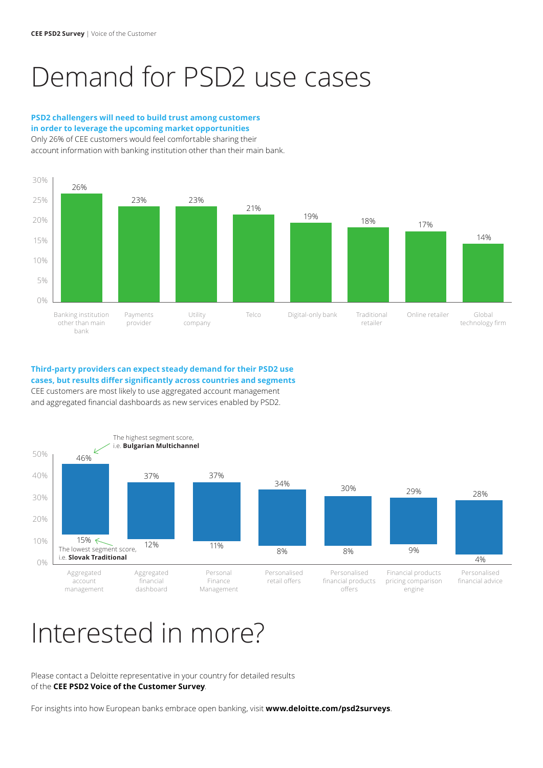# Demand for PSD2 use cases

**PSD2 challengers will need to build trust among customers in order to leverage the upcoming market opportunities**

Only 26% of CEE customers would feel comfortable sharing their account information with banking institution other than their main bank.

| Institution | Share |
|---|---|
| Banking institution other than main bank | 26% |
| Payments provider | 23% |
| Utility company | 23% |
| Telco | 21% |
| Digital-only bank | 19% |
| Traditional retailer | 18% |
| Online retailer | 17% |
| Global technology firm | 14% |

**Third-party providers can expect steady demand for their PSD2 use cases, but results differ significantly across countries and segments**

CEE customers are most likely to use aggregated account management and aggregated financial dashboards as new services enabled by PSD2.

| Use case | Highest segment score | Lowest segment score |
|---|---|---|
| Aggregated account management | 46% | 15% |
| Aggregated financial dashboard | 37% | 12% |
| Personal Finance Management | 37% | 11% |
| Personalised retail offers | 34% | 8% |
| Personalised financial products offers | 30% | 8% |
| Financial products pricing comparison engine | 29% | 9% |
| Personalised financial advice | 28% | 4% |

The highest segment score, i.e. **Bulgarian Multichannel**

The lowest segment score, i.e. **Slovak Traditional**

# Interested in more?

Please contact a Deloitte representative in your country for detailed results of the **CEE PSD2 Voice of the Customer Survey**.

For insights into how European banks embrace open banking, visit **www.deloitte.com/psd2surveys**.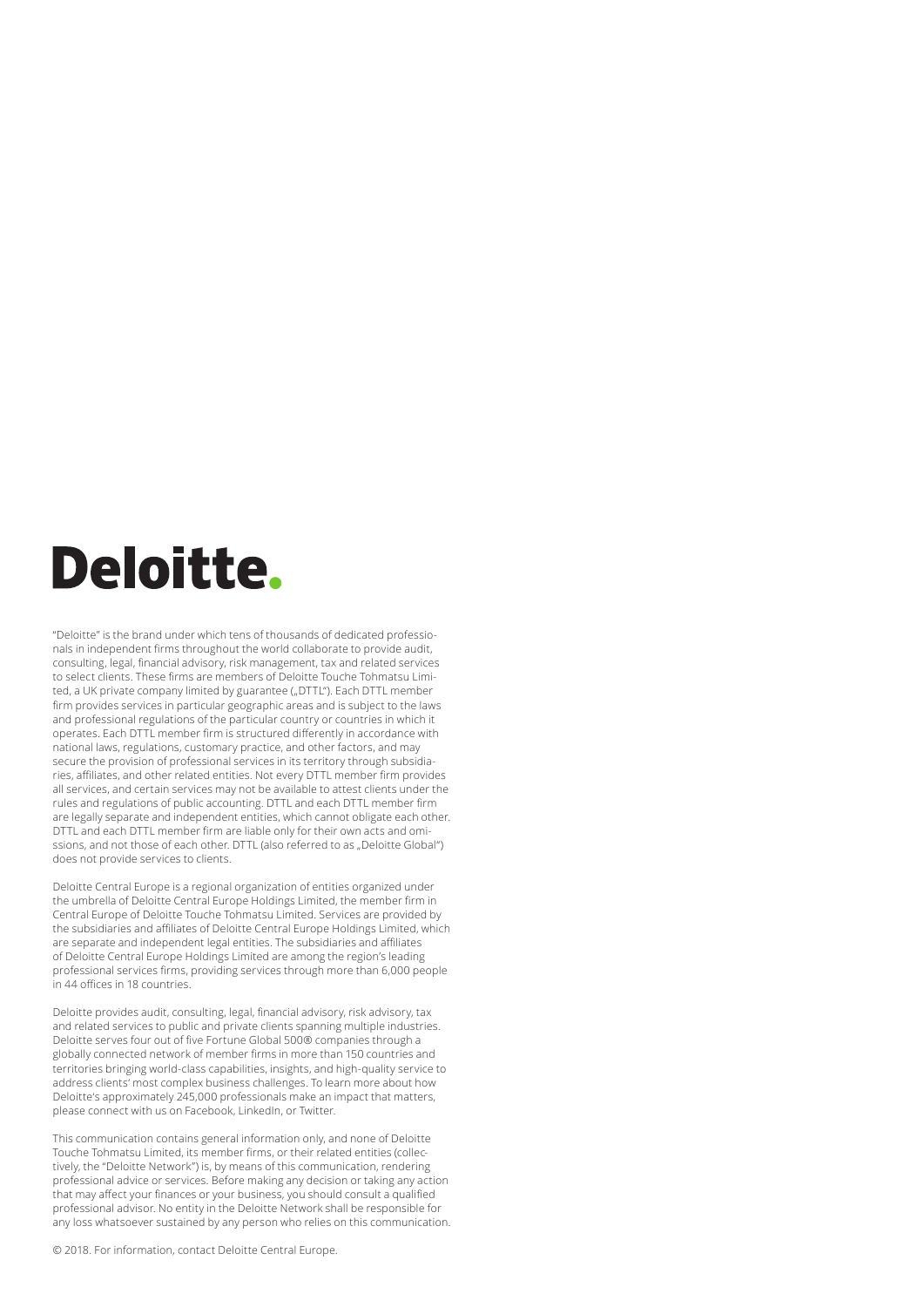# Deloitte.

"Deloitte" is the brand under which tens of thousands of dedicated professionals in independent firms throughout the world collaborate to provide audit, consulting, legal, financial advisory, risk management, tax and related services to select clients. These firms are members of Deloitte Touche Tohmatsu Limited, a UK private company limited by guarantee („DTTL"). Each DTTL member firm provides services in particular geographic areas and is subject to the laws and professional regulations of the particular country or countries in which it operates. Each DTTL member firm is structured differently in accordance with national laws, regulations, customary practice, and other factors, and may secure the provision of professional services in its territory through subsidiaries, affiliates, and other related entities. Not every DTTL member firm provides all services, and certain services may not be available to attest clients under the rules and regulations of public accounting. DTTL and each DTTL member firm are legally separate and independent entities, which cannot obligate each other. DTTL and each DTTL member firm are liable only for their own acts and omissions, and not those of each other. DTTL (also referred to as „Deloitte Global") does not provide services to clients.

Deloitte Central Europe is a regional organization of entities organized under the umbrella of Deloitte Central Europe Holdings Limited, the member firm in Central Europe of Deloitte Touche Tohmatsu Limited. Services are provided by the subsidiaries and affiliates of Deloitte Central Europe Holdings Limited, which are separate and independent legal entities. The subsidiaries and affiliates of Deloitte Central Europe Holdings Limited are among the region's leading professional services firms, providing services through more than 6,000 people in 44 offices in 18 countries.

Deloitte provides audit, consulting, legal, financial advisory, risk advisory, tax and related services to public and private clients spanning multiple industries. Deloitte serves four out of five Fortune Global 500® companies through a globally connected network of member firms in more than 150 countries and territories bringing world-class capabilities, insights, and high-quality service to address clients' most complex business challenges. To learn more about how Deloitte's approximately 245,000 professionals make an impact that matters, please connect with us on Facebook, LinkedIn, or Twitter.

This communication contains general information only, and none of Deloitte Touche Tohmatsu Limited, its member firms, or their related entities (collectively, the "Deloitte Network") is, by means of this communication, rendering professional advice or services. Before making any decision or taking any action that may affect your finances or your business, you should consult a qualified professional advisor. No entity in the Deloitte Network shall be responsible for any loss whatsoever sustained by any person who relies on this communication.

© 2018. For information, contact Deloitte Central Europe.